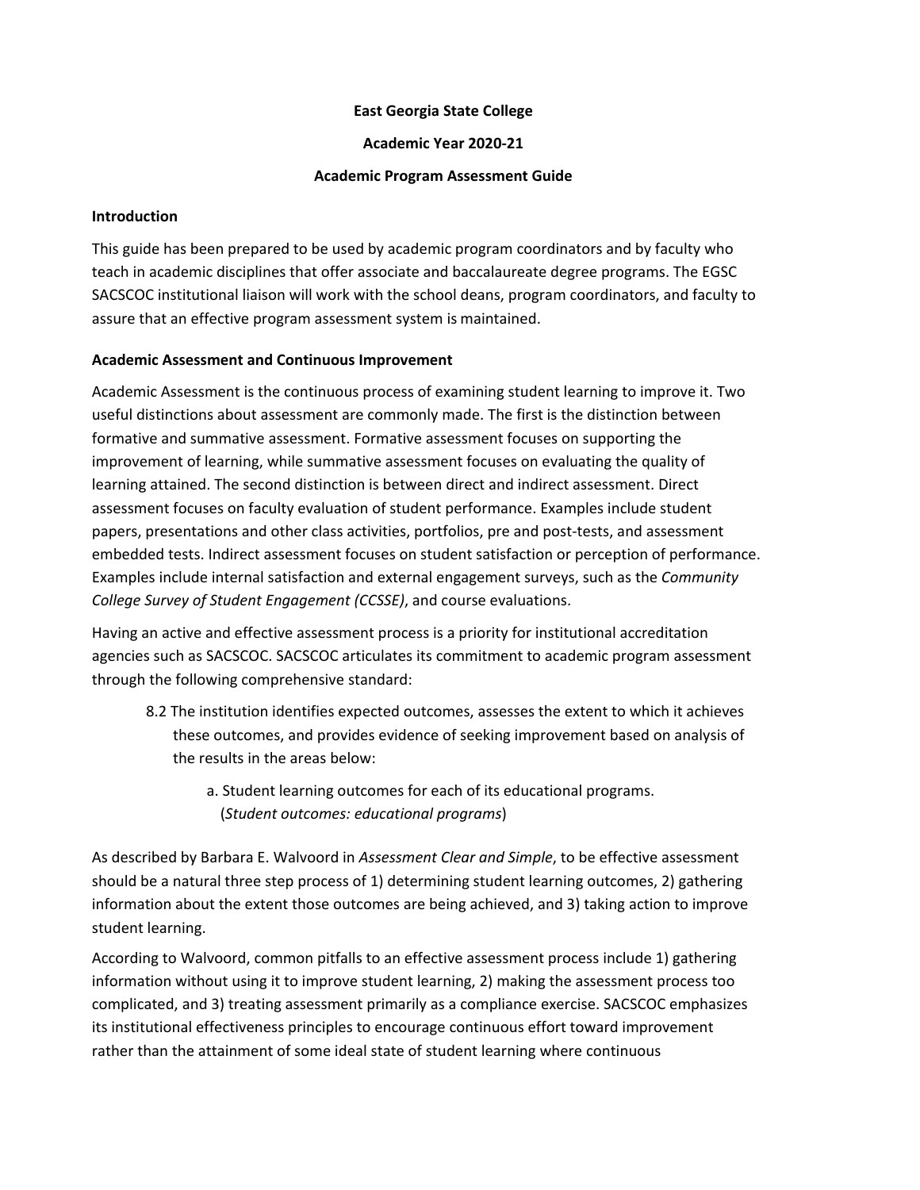**East Georgia State College**

**Academic Year 2020-21**

**Academic Program Assessment Guide**

## Introduction

This guide has been prepared to be used by academic program coordinators and by faculty who teach in academic disciplines that offer associate and baccalaureate degree programs. The EGSC SACSCOC institutional liaison will work with the school deans, program coordinators, and faculty to assure that an effective program assessment system is maintained.

## Academic Assessment and Continuous Improvement

Academic Assessment is the continuous process of examining student learning to improve it. Two useful distinctions about assessment are commonly made. The first is the distinction between formative and summative assessment. Formative assessment focuses on supporting the improvement of learning, while summative assessment focuses on evaluating the quality of learning attained. The second distinction is between direct and indirect assessment. Direct assessment focuses on faculty evaluation of student performance. Examples include student papers, presentations and other class activities, portfolios, pre and post-tests, and assessment embedded tests. Indirect assessment focuses on student satisfaction or perception of performance. Examples include internal satisfaction and external engagement surveys, such as the *Community College Survey of Student Engagement (CCSSE)*, and course evaluations.

Having an active and effective assessment process is a priority for institutional accreditation agencies such as SACSCOC. SACSCOC articulates its commitment to academic program assessment through the following comprehensive standard:

> 8.2 The institution identifies expected outcomes, assesses the extent to which it achieves these outcomes, and provides evidence of seeking improvement based on analysis of the results in the areas below:
>
> a. Student learning outcomes for each of its educational programs. (*Student outcomes: educational programs*)

As described by Barbara E. Walvoord in *Assessment Clear and Simple*, to be effective assessment should be a natural three step process of 1) determining student learning outcomes, 2) gathering information about the extent those outcomes are being achieved, and 3) taking action to improve student learning.

According to Walvoord, common pitfalls to an effective assessment process include 1) gathering information without using it to improve student learning, 2) making the assessment process too complicated, and 3) treating assessment primarily as a compliance exercise. SACSCOC emphasizes its institutional effectiveness principles to encourage continuous effort toward improvement rather than the attainment of some ideal state of student learning where continuous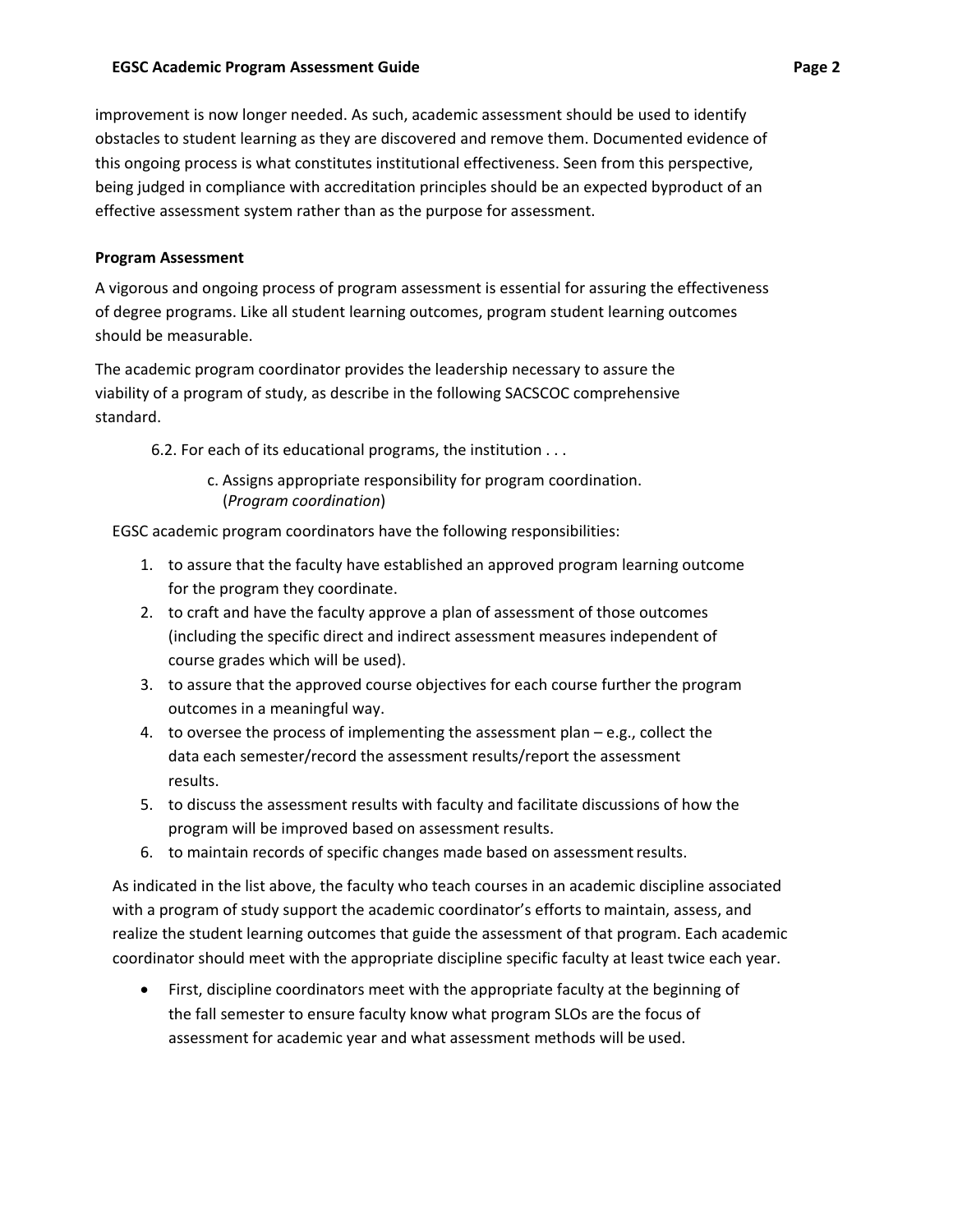improvement is now longer needed. As such, academic assessment should be used to identify obstacles to student learning as they are discovered and remove them. Documented evidence of this ongoing process is what constitutes institutional effectiveness. Seen from this perspective, being judged in compliance with accreditation principles should be an expected byproduct of an effective assessment system rather than as the purpose for assessment.

**Program Assessment**

A vigorous and ongoing process of program assessment is essential for assuring the effectiveness of degree programs. Like all student learning outcomes, program student learning outcomes should be measurable.

The academic program coordinator provides the leadership necessary to assure the viability of a program of study, as describe in the following SACSCOC comprehensive standard.

> 6.2. For each of its educational programs, the institution . . .
>
> > c. Assigns appropriate responsibility for program coordination. (*Program coordination*)

EGSC academic program coordinators have the following responsibilities:

1. to assure that the faculty have established an approved program learning outcome for the program they coordinate.
2. to craft and have the faculty approve a plan of assessment of those outcomes (including the specific direct and indirect assessment measures independent of course grades which will be used).
3. to assure that the approved course objectives for each course further the program outcomes in a meaningful way.
4. to oversee the process of implementing the assessment plan – e.g., collect the data each semester/record the assessment results/report the assessment results.
5. to discuss the assessment results with faculty and facilitate discussions of how the program will be improved based on assessment results.
6. to maintain records of specific changes made based on assessment results.

As indicated in the list above, the faculty who teach courses in an academic discipline associated with a program of study support the academic coordinator's efforts to maintain, assess, and realize the student learning outcomes that guide the assessment of that program. Each academic coordinator should meet with the appropriate discipline specific faculty at least twice each year.

- First, discipline coordinators meet with the appropriate faculty at the beginning of the fall semester to ensure faculty know what program SLOs are the focus of assessment for academic year and what assessment methods will be used.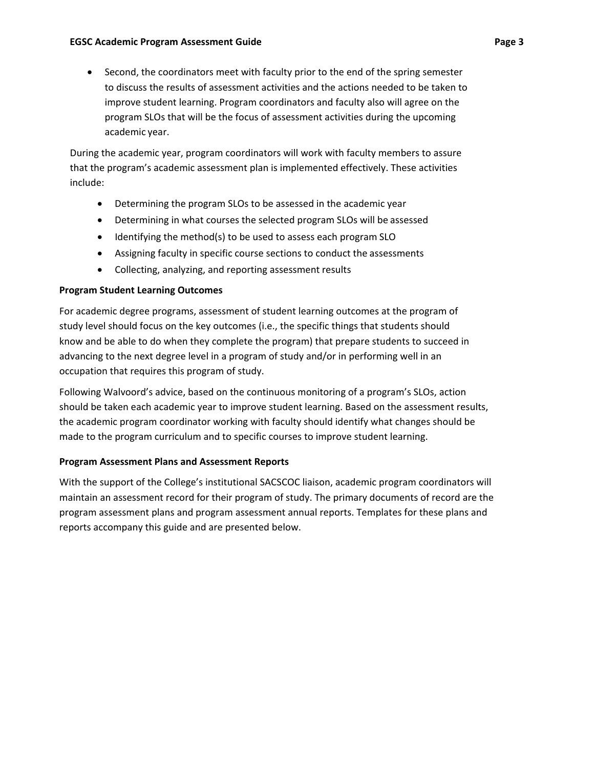- Second, the coordinators meet with faculty prior to the end of the spring semester to discuss the results of assessment activities and the actions needed to be taken to improve student learning. Program coordinators and faculty also will agree on the program SLOs that will be the focus of assessment activities during the upcoming academic year.

During the academic year, program coordinators will work with faculty members to assure that the program's academic assessment plan is implemented effectively. These activities include:

- Determining the program SLOs to be assessed in the academic year
- Determining in what courses the selected program SLOs will be assessed
- Identifying the method(s) to be used to assess each program SLO
- Assigning faculty in specific course sections to conduct the assessments
- Collecting, analyzing, and reporting assessment results

**Program Student Learning Outcomes**

For academic degree programs, assessment of student learning outcomes at the program of study level should focus on the key outcomes (i.e., the specific things that students should know and be able to do when they complete the program) that prepare students to succeed in advancing to the next degree level in a program of study and/or in performing well in an occupation that requires this program of study.

Following Walvoord's advice, based on the continuous monitoring of a program's SLOs, action should be taken each academic year to improve student learning. Based on the assessment results, the academic program coordinator working with faculty should identify what changes should be made to the program curriculum and to specific courses to improve student learning.

**Program Assessment Plans and Assessment Reports**

With the support of the College's institutional SACSCOC liaison, academic program coordinators will maintain an assessment record for their program of study. The primary documents of record are the program assessment plans and program assessment annual reports. Templates for these plans and reports accompany this guide and are presented below.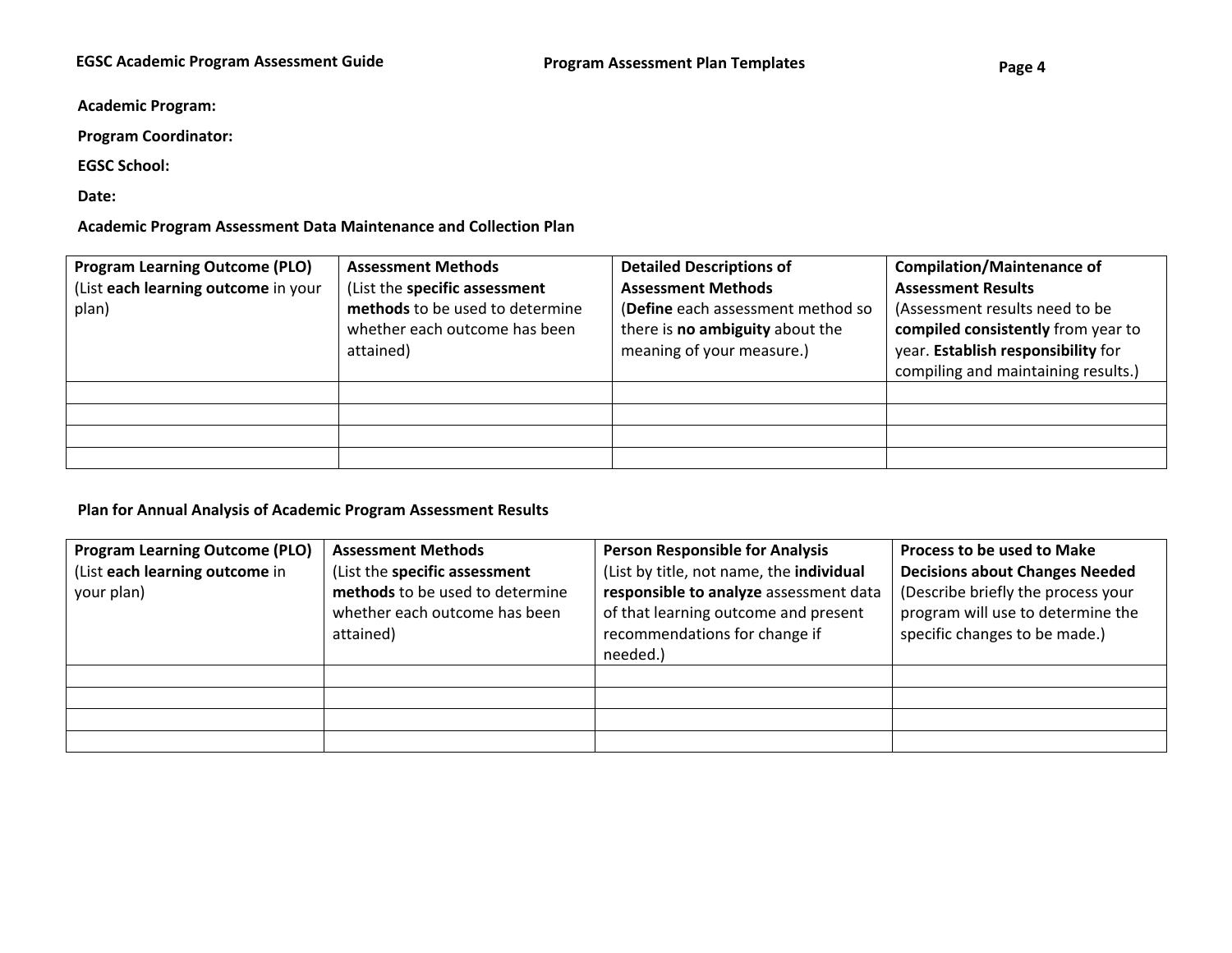**Academic Program:**

**Program Coordinator:**

**EGSC School:**

**Date:**

**Academic Program Assessment Data Maintenance and Collection Plan**

| **Program Learning Outcome (PLO)** (List **each learning outcome** in your plan) | **Assessment Methods** (List the **specific assessment methods** to be used to determine whether each outcome has been attained) | **Detailed Descriptions of Assessment Methods** (**Define** each assessment method so there is **no ambiguity** about the meaning of your measure.) | **Compilation/Maintenance of Assessment Results** (Assessment results need to be **compiled consistently** from year to year. **Establish responsibility** for compiling and maintaining results.) |
|---|---|---|---|
| | | | |
| | | | |
| | | | |
| | | | |

**Plan for Annual Analysis of Academic Program Assessment Results**

| **Program Learning Outcome (PLO)** (List **each learning outcome** in your plan) | **Assessment Methods** (List the **specific assessment methods** to be used to determine whether each outcome has been attained) | **Person Responsible for Analysis** (List by title, not name, the **individual responsible to analyze** assessment data of that learning outcome and present recommendations for change if needed.) | **Process to be used to Make Decisions about Changes Needed** (Describe briefly the process your program will use to determine the specific changes to be made.) |
|---|---|---|---|
| | | | |
| | | | |
| | | | |
| | | | |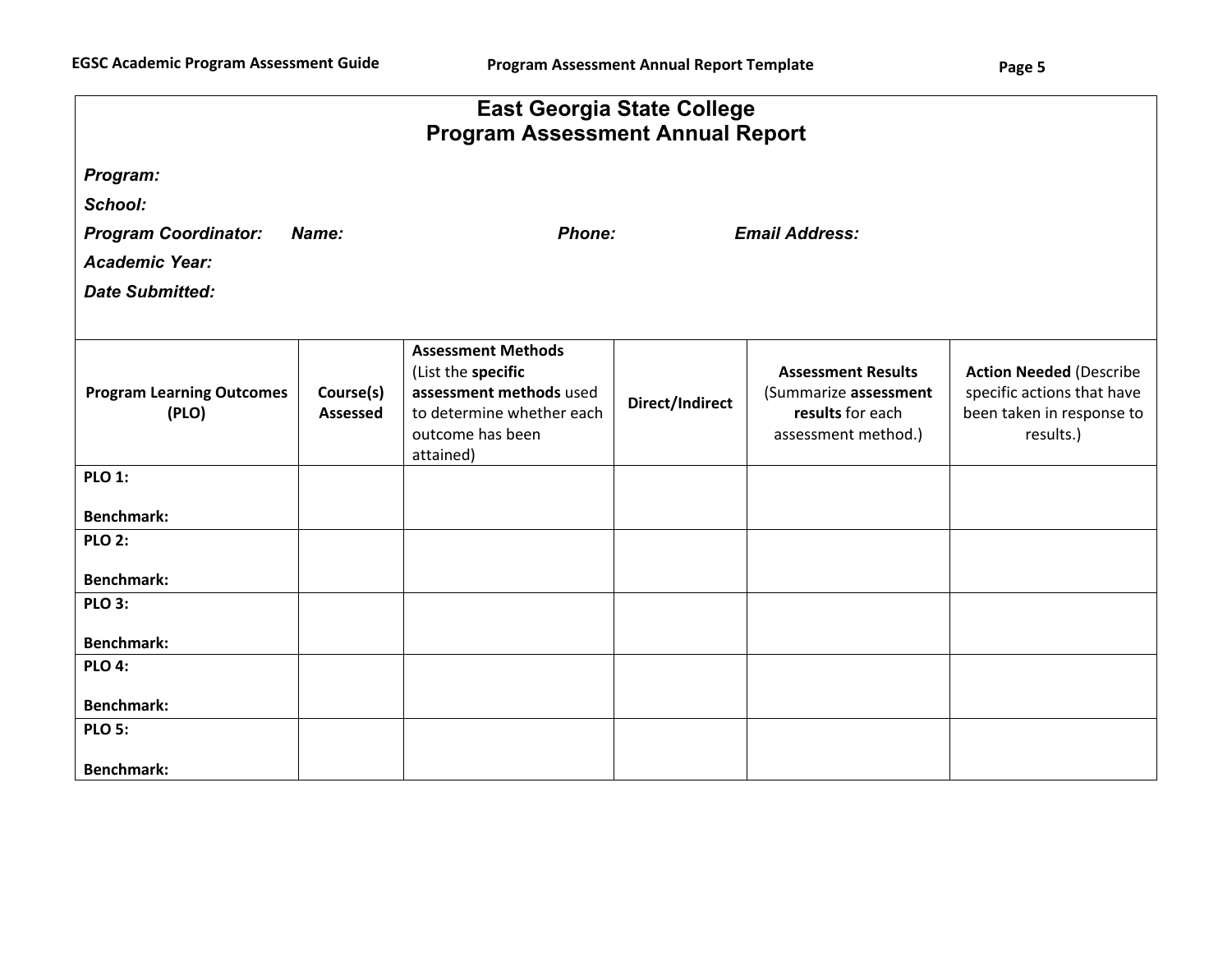# East Georgia State College
# Program Assessment Annual Report

***Program:***

***School:***

***Program Coordinator:*** ***Name:*** ***Phone:*** ***Email Address:***

***Academic Year:***

***Date Submitted:***

| **Program Learning Outcomes (PLO)** | **Course(s) Assessed** | **Assessment Methods** (List the **specific assessment methods** used to determine whether each outcome has been attained) | **Direct/Indirect** | **Assessment Results** (Summarize **assessment results** for each assessment method.) | **Action Needed** (Describe specific actions that have been taken in response to results.) |
|---|---|---|---|---|---|
| **PLO 1:**<br><br>**Benchmark:** | | | | | |
| **PLO 2:**<br><br>**Benchmark:** | | | | | |
| **PLO 3:**<br><br>**Benchmark:** | | | | | |
| **PLO 4:**<br><br>**Benchmark:** | | | | | |
| **PLO 5:**<br><br>**Benchmark:** | | | | | |